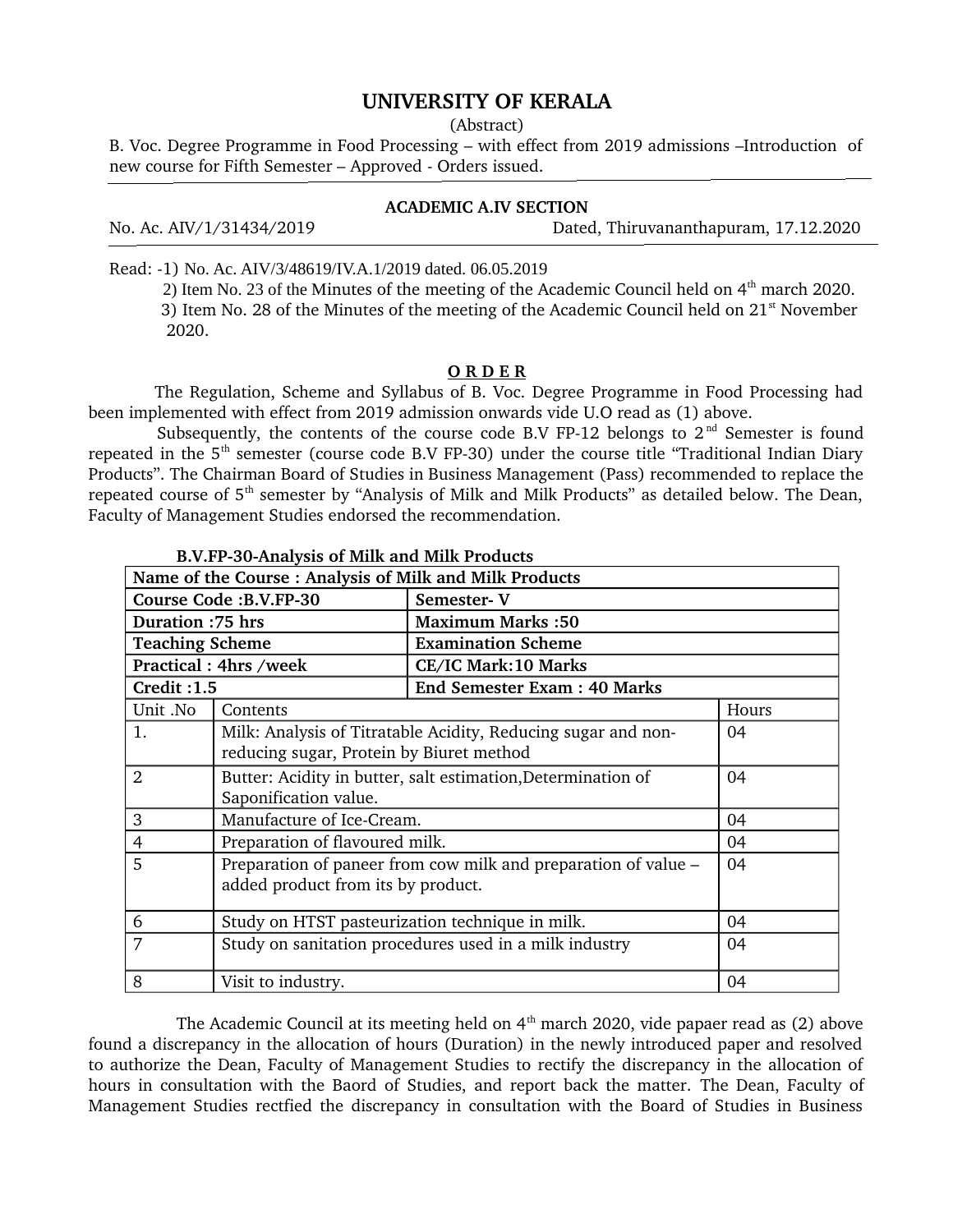# UNIVERSITY OF KERALA

(Abstract)

B. Voc. Degree Programme in Food Processing – with effect from 2019 admissions –Introduction of new course for Fifth Semester – Approved - Orders issued.

---

**ACADEMIC A.IV SECTION**

No. Ac. AIV/1/31434/2019 Dated, Thiruvananthapuram, 17.12.2020

---

Read: -1) No. Ac. AIV/3/48619/IV.A.1/2019 dated. 06.05.2019

2) Item No. 23 of the Minutes of the meeting of the Academic Council held on 4th march 2020.

3) Item No. 28 of the Minutes of the meeting of the Academic Council held on 21st November 2020.

**O R D E R**

The Regulation, Scheme and Syllabus of B. Voc. Degree Programme in Food Processing had been implemented with effect from 2019 admission onwards vide U.O read as (1) above.

Subsequently, the contents of the course code B.V FP-12 belongs to 2nd Semester is found repeated in the 5th semester (course code B.V FP-30) under the course title "Traditional Indian Diary Products". The Chairman Board of Studies in Business Management (Pass) recommended to replace the repeated course of 5th semester by "Analysis of Milk and Milk Products" as detailed below. The Dean, Faculty of Management Studies endorsed the recommendation.

**B.V.FP-30-Analysis of Milk and Milk Products**

| **Name of the Course : Analysis of Milk and Milk Products** | | |
|---|---|---|
| **Course Code :B.V.FP-30** | **Semester- V** | |
| **Duration :75 hrs** | **Maximum Marks :50** | |
| **Teaching Scheme** | **Examination Scheme** | |
| **Practical : 4hrs /week** | **CE/IC Mark:10 Marks** | |
| **Credit :1.5** | **End Semester Exam : 40 Marks** | |
| Unit .No | Contents | Hours |
| 1. | Milk: Analysis of Titratable Acidity, Reducing sugar and non-reducing sugar, Protein by Biuret method | 04 |
| 2 | Butter: Acidity in butter, salt estimation,Determination of Saponification value. | 04 |
| 3 | Manufacture of Ice-Cream. | 04 |
| 4 | Preparation of flavoured milk. | 04 |
| 5 | Preparation of paneer from cow milk and preparation of value – added product from its by product. | 04 |
| 6 | Study on HTST pasteurization technique in milk. | 04 |
| 7 | Study on sanitation procedures used in a milk industry | 04 |
| 8 | Visit to industry. | 04 |

The Academic Council at its meeting held on 4th march 2020, vide papaer read as (2) above found a discrepancy in the allocation of hours (Duration) in the newly introduced paper and resolved to authorize the Dean, Faculty of Management Studies to rectify the discrepancy in the allocation of hours in consultation with the Baord of Studies, and report back the matter. The Dean, Faculty of Management Studies rectfied the discrepancy in consultation with the Board of Studies in Business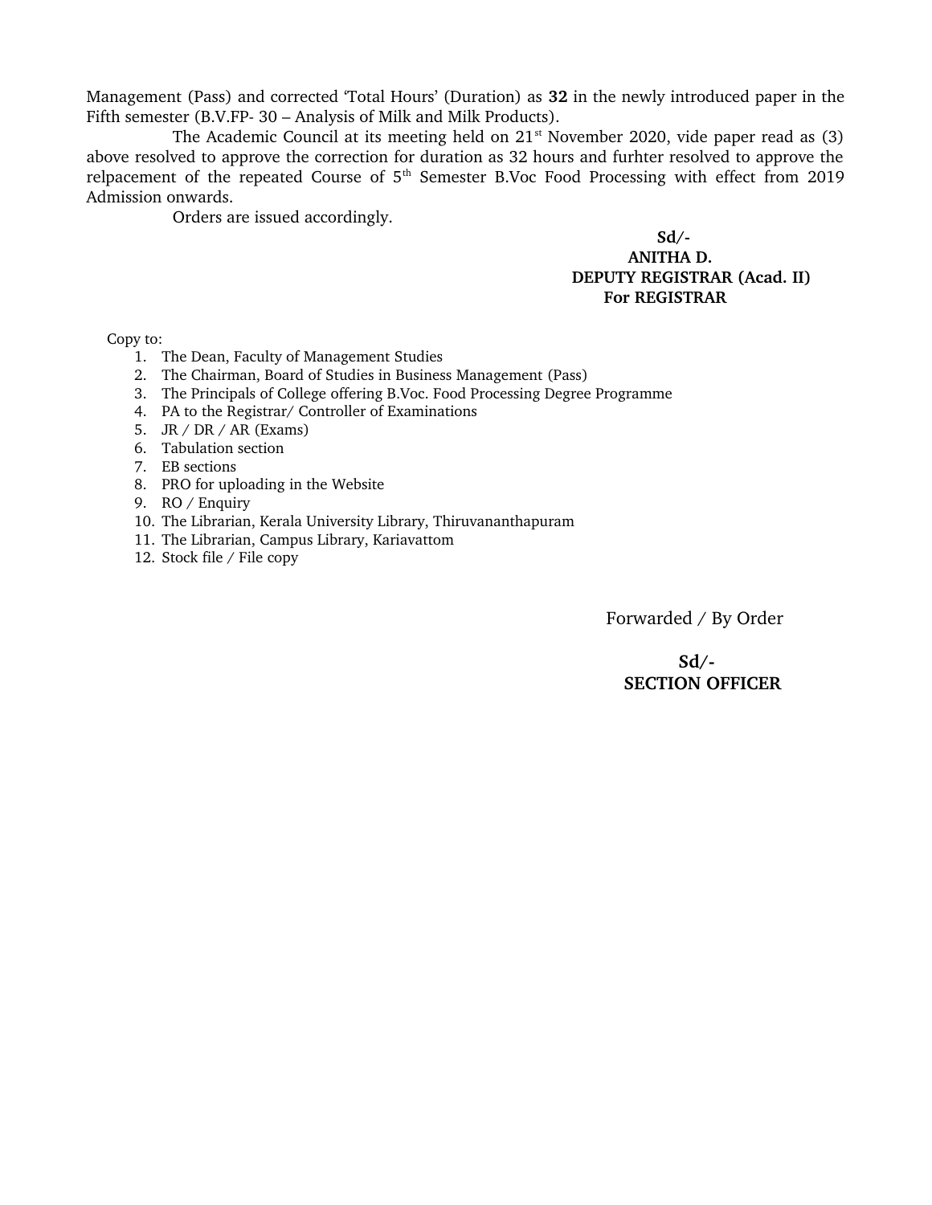Management (Pass) and corrected 'Total Hours' (Duration) as **32** in the newly introduced paper in the Fifth semester (B.V.FP- 30 – Analysis of Milk and Milk Products).

The Academic Council at its meeting held on 21st November 2020, vide paper read as (3) above resolved to approve the correction for duration as 32 hours and furhter resolved to approve the relpacement of the repeated Course of 5th Semester B.Voc Food Processing with effect from 2019 Admission onwards.

Orders are issued accordingly.

**Sd/-**
**ANITHA D.**
**DEPUTY REGISTRAR (Acad. II)**
**For REGISTRAR**

Copy to:

1. The Dean, Faculty of Management Studies
2. The Chairman, Board of Studies in Business Management (Pass)
3. The Principals of College offering B.Voc. Food Processing Degree Programme
4. PA to the Registrar/ Controller of Examinations
5. JR / DR / AR (Exams)
6. Tabulation section
7. EB sections
8. PRO for uploading in the Website
9. RO / Enquiry
10. The Librarian, Kerala University Library, Thiruvananthapuram
11. The Librarian, Campus Library, Kariavattom
12. Stock file / File copy

Forwarded / By Order

**Sd/-**
**SECTION OFFICER**